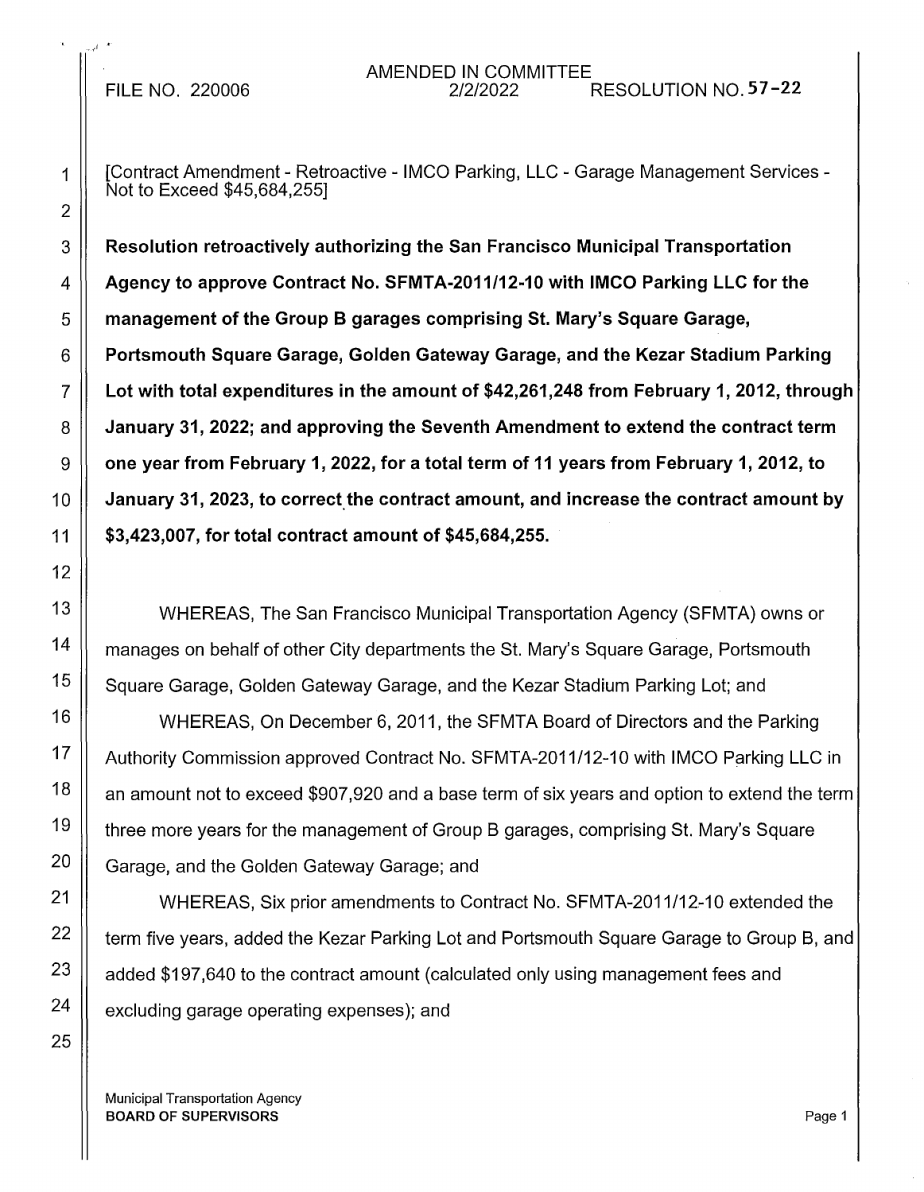FILE NO. 220006

AMENDED IN COMMITTEE
2/2/2022

RESOLUTION NO. 57-22

[Contract Amendment - Retroactive - IMCO Parking, LLC - Garage Management Services - Not to Exceed $45,684,255]

**Resolution retroactively authorizing the San Francisco Municipal Transportation Agency to approve Contract No. SFMTA-2011/12-10 with IMCO Parking LLC for the management of the Group B garages comprising St. Mary's Square Garage, Portsmouth Square Garage, Golden Gateway Garage, and the Kezar Stadium Parking Lot with total expenditures in the amount of $42,261,248 from February 1, 2012, through January 31, 2022; and approving the Seventh Amendment to extend the contract term one year from February 1, 2022, for a total term of 11 years from February 1, 2012, to January 31, 2023, to correct the contract amount, and increase the contract amount by $3,423,007, for total contract amount of $45,684,255.**

WHEREAS, The San Francisco Municipal Transportation Agency (SFMTA) owns or manages on behalf of other City departments the St. Mary's Square Garage, Portsmouth Square Garage, Golden Gateway Garage, and the Kezar Stadium Parking Lot; and

WHEREAS, On December 6, 2011, the SFMTA Board of Directors and the Parking Authority Commission approved Contract No. SFMTA-2011/12-10 with IMCO Parking LLC in an amount not to exceed $907,920 and a base term of six years and option to extend the term three more years for the management of Group B garages, comprising St. Mary's Square Garage, and the Golden Gateway Garage; and

WHEREAS, Six prior amendments to Contract No. SFMTA-2011/12-10 extended the term five years, added the Kezar Parking Lot and Portsmouth Square Garage to Group B, and added $197,640 to the contract amount (calculated only using management fees and excluding garage operating expenses); and

Municipal Transportation Agency
**BOARD OF SUPERVISORS**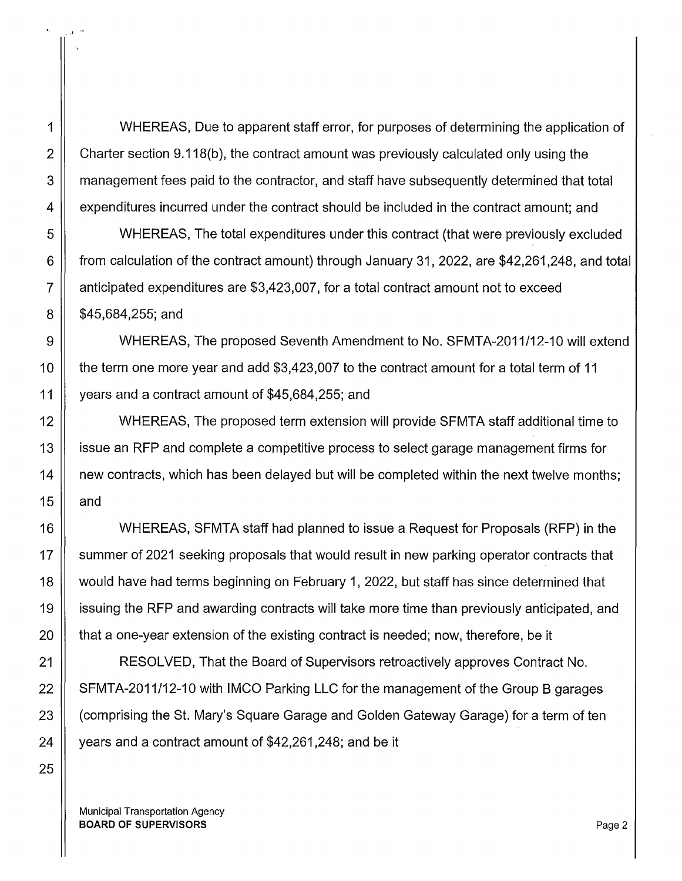WHEREAS, Due to apparent staff error, for purposes of determining the application of Charter section 9.118(b), the contract amount was previously calculated only using the management fees paid to the contractor, and staff have subsequently determined that total expenditures incurred under the contract should be included in the contract amount; and

WHEREAS, The total expenditures under this contract (that were previously excluded from calculation of the contract amount) through January 31, 2022, are $42,261,248, and total anticipated expenditures are $3,423,007, for a total contract amount not to exceed $45,684,255; and

WHEREAS, The proposed Seventh Amendment to No. SFMTA-2011/12-10 will extend the term one more year and add $3,423,007 to the contract amount for a total term of 11 years and a contract amount of $45,684,255; and

WHEREAS, The proposed term extension will provide SFMTA staff additional time to issue an RFP and complete a competitive process to select garage management firms for new contracts, which has been delayed but will be completed within the next twelve months; and

WHEREAS, SFMTA staff had planned to issue a Request for Proposals (RFP) in the summer of 2021 seeking proposals that would result in new parking operator contracts that would have had terms beginning on February 1, 2022, but staff has since determined that issuing the RFP and awarding contracts will take more time than previously anticipated, and that a one-year extension of the existing contract is needed; now, therefore, be it

RESOLVED, That the Board of Supervisors retroactively approves Contract No. SFMTA-2011/12-10 with IMCO Parking LLC for the management of the Group B garages (comprising the St. Mary's Square Garage and Golden Gateway Garage) for a term of ten years and a contract amount of $42,261,248; and be it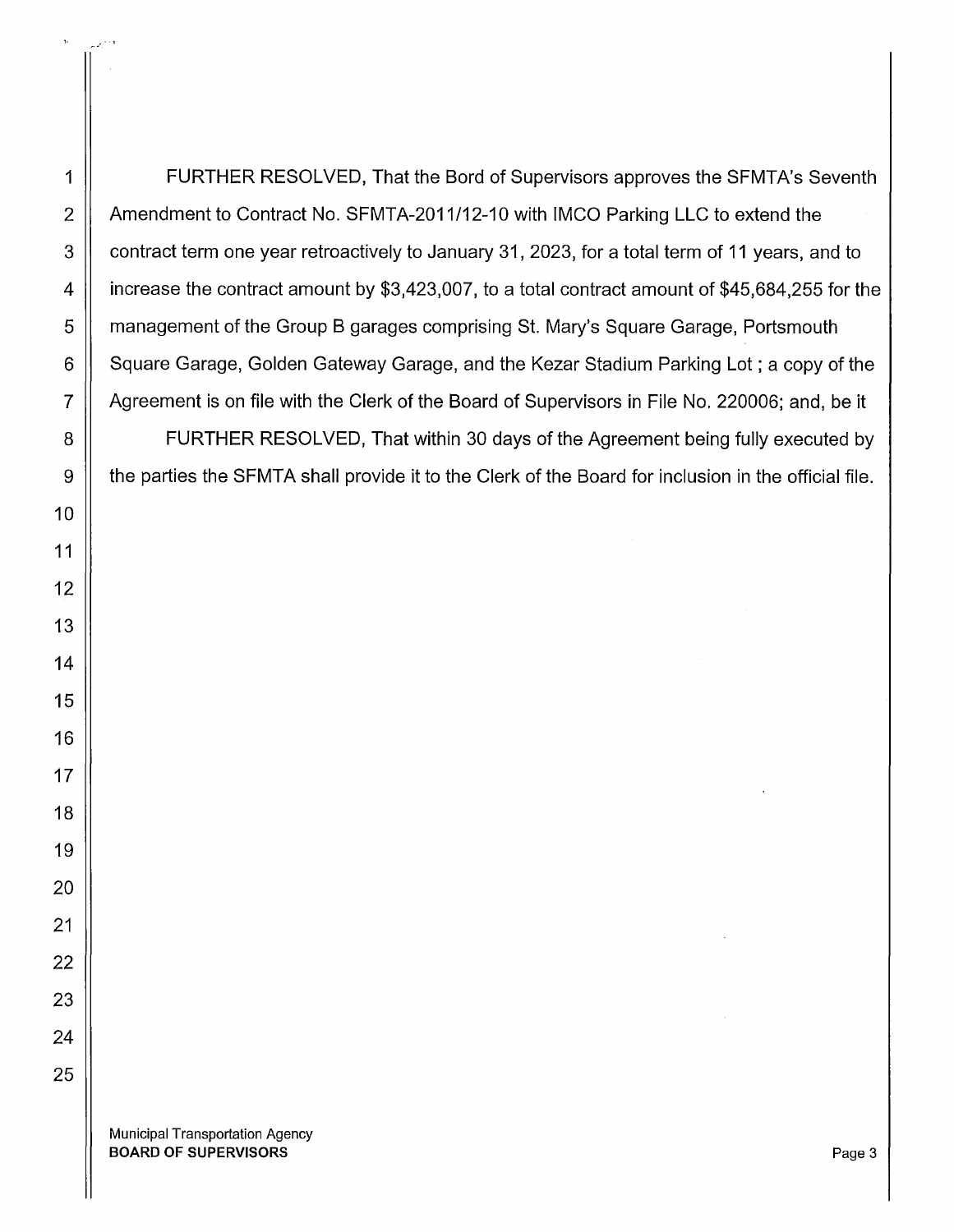FURTHER RESOLVED, That the Bord of Supervisors approves the SFMTA's Seventh Amendment to Contract No. SFMTA-2011/12-10 with IMCO Parking LLC to extend the contract term one year retroactively to January 31, 2023, for a total term of 11 years, and to increase the contract amount by $3,423,007, to a total contract amount of $45,684,255 for the management of the Group B garages comprising St. Mary's Square Garage, Portsmouth Square Garage, Golden Gateway Garage, and the Kezar Stadium Parking Lot ; a copy of the Agreement is on file with the Clerk of the Board of Supervisors in File No. 220006; and, be it

FURTHER RESOLVED, That within 30 days of the Agreement being fully executed by the parties the SFMTA shall provide it to the Clerk of the Board for inclusion in the official file.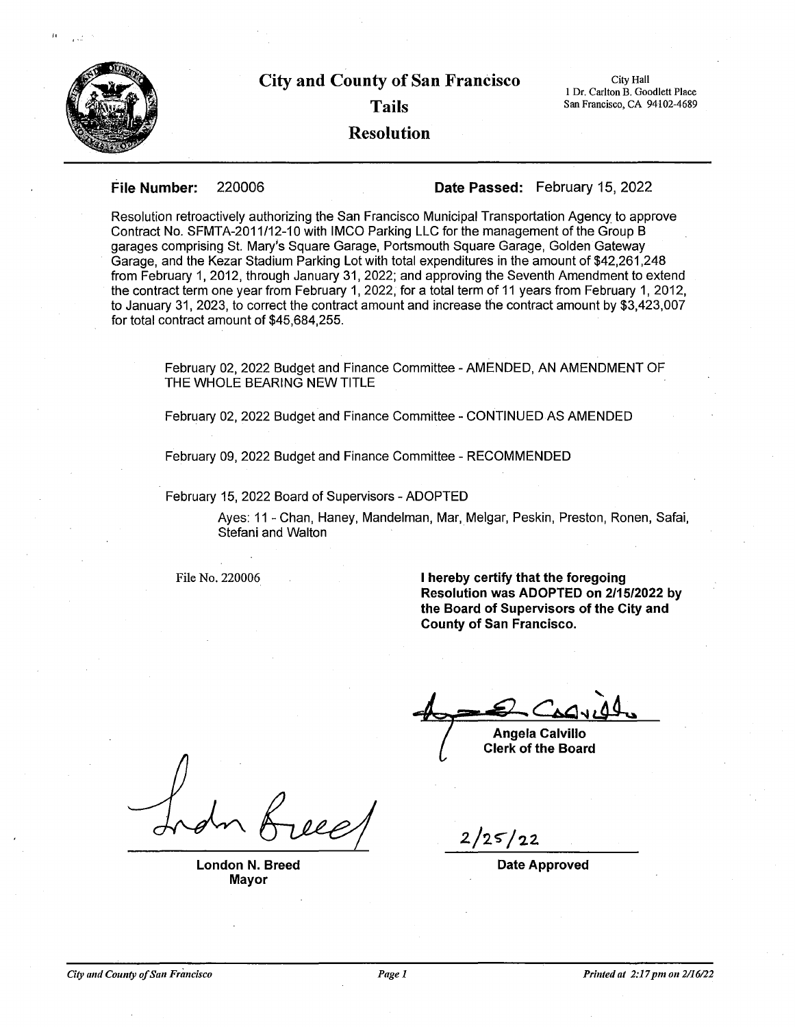# City and County of San Francisco

## Tails

## Resolution

City Hall
1 Dr. Carlton B. Goodlett Place
San Francisco, CA 94102-4689

---

**File Number:** 220006 **Date Passed:** February 15, 2022

Resolution retroactively authorizing the San Francisco Municipal Transportation Agency to approve Contract No. SFMTA-2011/12-10 with IMCO Parking LLC for the management of the Group B garages comprising St. Mary's Square Garage, Portsmouth Square Garage, Golden Gateway Garage, and the Kezar Stadium Parking Lot with total expenditures in the amount of $42,261,248 from February 1, 2012, through January 31, 2022; and approving the Seventh Amendment to extend the contract term one year from February 1, 2022, for a total term of 11 years from February 1, 2012, to January 31, 2023, to correct the contract amount and increase the contract amount by $3,423,007 for total contract amount of $45,684,255.

February 02, 2022 Budget and Finance Committee - AMENDED, AN AMENDMENT OF THE WHOLE BEARING NEW TITLE

February 02, 2022 Budget and Finance Committee - CONTINUED AS AMENDED

February 09, 2022 Budget and Finance Committee - RECOMMENDED

February 15, 2022 Board of Supervisors - ADOPTED

Ayes: 11 - Chan, Haney, Mandelman, Mar, Melgar, Peskin, Preston, Ronen, Safai, Stefani and Walton

File No. 220006

**I hereby certify that the foregoing Resolution was ADOPTED on 2/15/2022 by the Board of Supervisors of the City and County of San Francisco.**

**Angela Calvillo**
**Clerk of the Board**

**London N. Breed**
**Mayor**

2/25/22

**Date Approved**